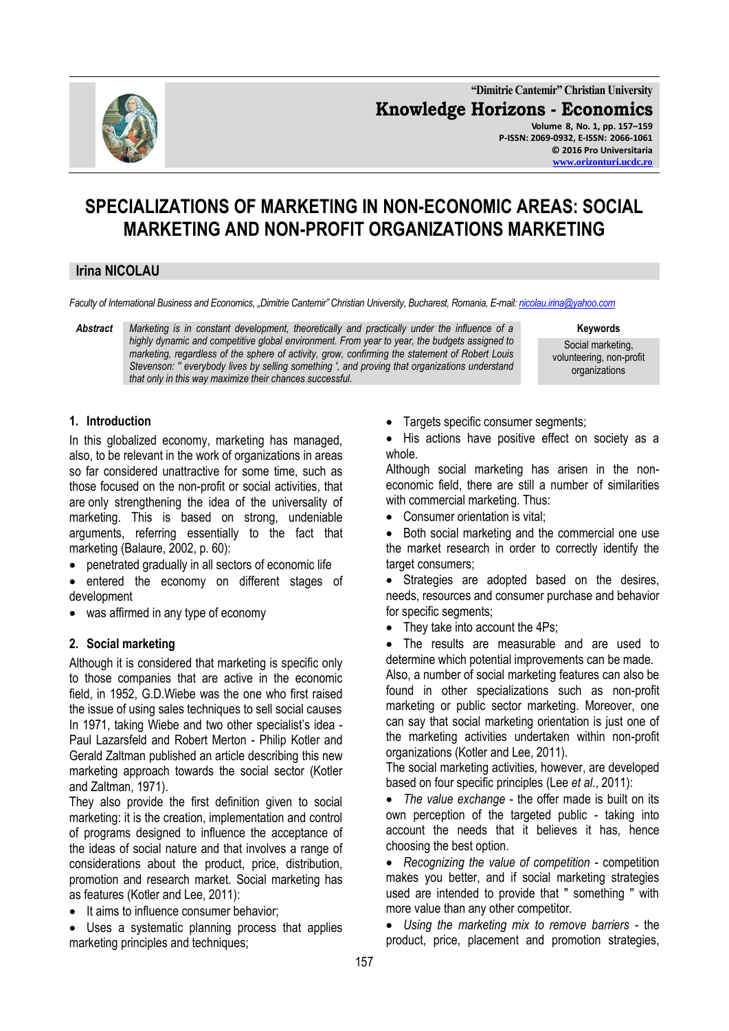"Dimitrie Cantemir" Christian University

**Knowledge Horizons - Economics**

Volume 8, No. 1, pp. 157–159
P-ISSN: 2069-0932, E-ISSN: 2066-1061
© 2016 Pro Universitaria
www.orizonturi.ucdc.ro

# SPECIALIZATIONS OF MARKETING IN NON-ECONOMIC AREAS: SOCIAL MARKETING AND NON-PROFIT ORGANIZATIONS MARKETING

**Irina NICOLAU**

*Faculty of International Business and Economics, „Dimitrie Cantemir" Christian University, Bucharest, Romania, E-mail: nicolau.irina@yahoo.com*

***Abstract*** *Marketing is in constant development, theoretically and practically under the influence of a highly dynamic and competitive global environment. From year to year, the budgets assigned to marketing, regardless of the sphere of activity, grow, confirming the statement of Robert Louis Stevenson: " everybody lives by selling something ', and proving that organizations understand that only in this way maximize their chances successful.*

**Keywords**

Social marketing, volunteering, non-profit organizations

## 1. Introduction

In this globalized economy, marketing has managed, also, to be relevant in the work of organizations in areas so far considered unattractive for some time, such as those focused on the non-profit or social activities, that are only strengthening the idea of the universality of marketing. This is based on strong, undeniable arguments, referring essentially to the fact that marketing (Balaure, 2002, p. 60):

- penetrated gradually in all sectors of economic life
- entered the economy on different stages of development
- was affirmed in any type of economy

## 2. Social marketing

Although it is considered that marketing is specific only to those companies that are active in the economic field, in 1952, G.D.Wiebe was the one who first raised the issue of using sales techniques to sell social causes In 1971, taking Wiebe and two other specialist's idea - Paul Lazarsfeld and Robert Merton - Philip Kotler and Gerald Zaltman published an article describing this new marketing approach towards the social sector (Kotler and Zaltman, 1971).

They also provide the first definition given to social marketing: it is the creation, implementation and control of programs designed to influence the acceptance of the ideas of social nature and that involves a range of considerations about the product, price, distribution, promotion and research market. Social marketing has as features (Kotler and Lee, 2011):

- It aims to influence consumer behavior;
- Uses a systematic planning process that applies marketing principles and techniques;
- Targets specific consumer segments;
- His actions have positive effect on society as a whole.

Although social marketing has arisen in the non-economic field, there are still a number of similarities with commercial marketing. Thus:

- Consumer orientation is vital;
- Both social marketing and the commercial one use the market research in order to correctly identify the target consumers;
- Strategies are adopted based on the desires, needs, resources and consumer purchase and behavior for specific segments;
- They take into account the 4Ps;
- The results are measurable and are used to determine which potential improvements can be made.

Also, a number of social marketing features can also be found in other specializations such as non-profit marketing or public sector marketing. Moreover, one can say that social marketing orientation is just one of the marketing activities undertaken within non-profit organizations (Kotler and Lee, 2011).

The social marketing activities, however, are developed based on four specific principles (Lee *et al*., 2011):

- *The value exchange* - the offer made is built on its own perception of the targeted public - taking into account the needs that it believes it has, hence choosing the best option.
- *Recognizing the value of competition* - competition makes you better, and if social marketing strategies used are intended to provide that " something " with more value than any other competitor.
- *Using the marketing mix to remove barriers* - the product, price, placement and promotion strategies,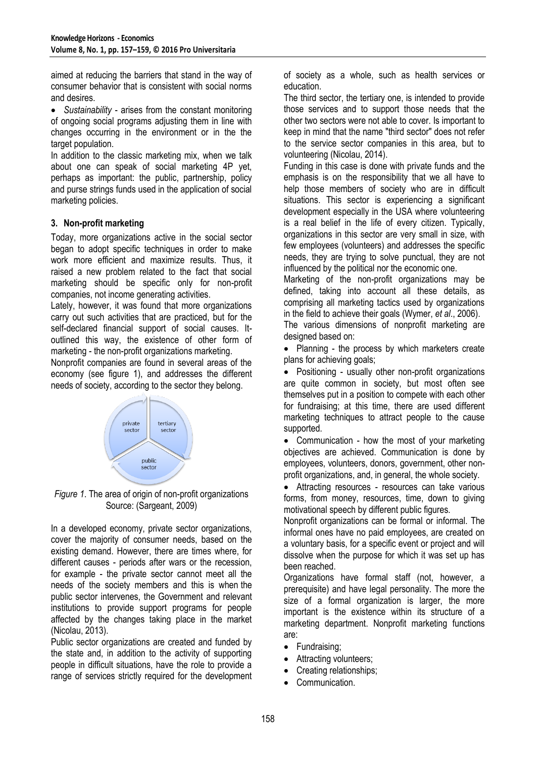aimed at reducing the barriers that stand in the way of consumer behavior that is consistent with social norms and desires.

- *Sustainability* - arises from the constant monitoring of ongoing social programs adjusting them in line with changes occurring in the environment or in the the target population.

In addition to the classic marketing mix, when we talk about one can speak of social marketing 4P yet, perhaps as important: the public, partnership, policy and purse strings funds used in the application of social marketing policies.

## 3. Non-profit marketing

Today, more organizations active in the social sector began to adopt specific techniques in order to make work more efficient and maximize results. Thus, it raised a new problem related to the fact that social marketing should be specific only for non-profit companies, not income generating activities.

Lately, however, it was found that more organizations carry out such activities that are practiced, but for the self-declared financial support of social causes. It-outlined this way, the existence of other form of marketing - the non-profit organizations marketing.

Nonprofit companies are found in several areas of the economy (see figure 1), and addresses the different needs of society, according to the sector they belong.

private sector | tertiary sector | public sector

*Figure 1.* The area of origin of non-profit organizations
Source: (Sargeant, 2009)

In a developed economy, private sector organizations, cover the majority of consumer needs, based on the existing demand. However, there are times where, for different causes - periods after wars or the recession, for example - the private sector cannot meet all the needs of the society members and this is when the public sector intervenes, the Government and relevant institutions to provide support programs for people affected by the changes taking place in the market (Nicolau, 2013).

Public sector organizations are created and funded by the state and, in addition to the activity of supporting people in difficult situations, have the role to provide a range of services strictly required for the development of society as a whole, such as health services or education.

The third sector, the tertiary one, is intended to provide those services and to support those needs that the other two sectors were not able to cover. Is important to keep in mind that the name "third sector" does not refer to the service sector companies in this area, but to volunteering (Nicolau, 2014).

Funding in this case is done with private funds and the emphasis is on the responsibility that we all have to help those members of society who are in difficult situations. This sector is experiencing a significant development especially in the USA where volunteering is a real belief in the life of every citizen. Typically, organizations in this sector are very small in size, with few employees (volunteers) and addresses the specific needs, they are trying to solve punctual, they are not influenced by the political nor the economic one.

Marketing of the non-profit organizations may be defined, taking into account all these details, as comprising all marketing tactics used by organizations in the field to achieve their goals (Wymer, *et al*., 2006).

The various dimensions of nonprofit marketing are designed based on:

- Planning - the process by which marketers create plans for achieving goals;
- Positioning - usually other non-profit organizations are quite common in society, but most often see themselves put in a position to compete with each other for fundraising; at this time, there are used different marketing techniques to attract people to the cause supported.
- Communication - how the most of your marketing objectives are achieved. Communication is done by employees, volunteers, donors, government, other non-profit organizations, and, in general, the whole society.
- Attracting resources - resources can take various forms, from money, resources, time, down to giving motivational speech by different public figures.

Nonprofit organizations can be formal or informal. The informal ones have no paid employees, are created on a voluntary basis, for a specific event or project and will dissolve when the purpose for which it was set up has been reached.

Organizations have formal staff (not, however, a prerequisite) and have legal personality. The more the size of a formal organization is larger, the more important is the existence within its structure of a marketing department. Nonprofit marketing functions are:

- Fundraising;
- Attracting volunteers;
- Creating relationships;
- Communication.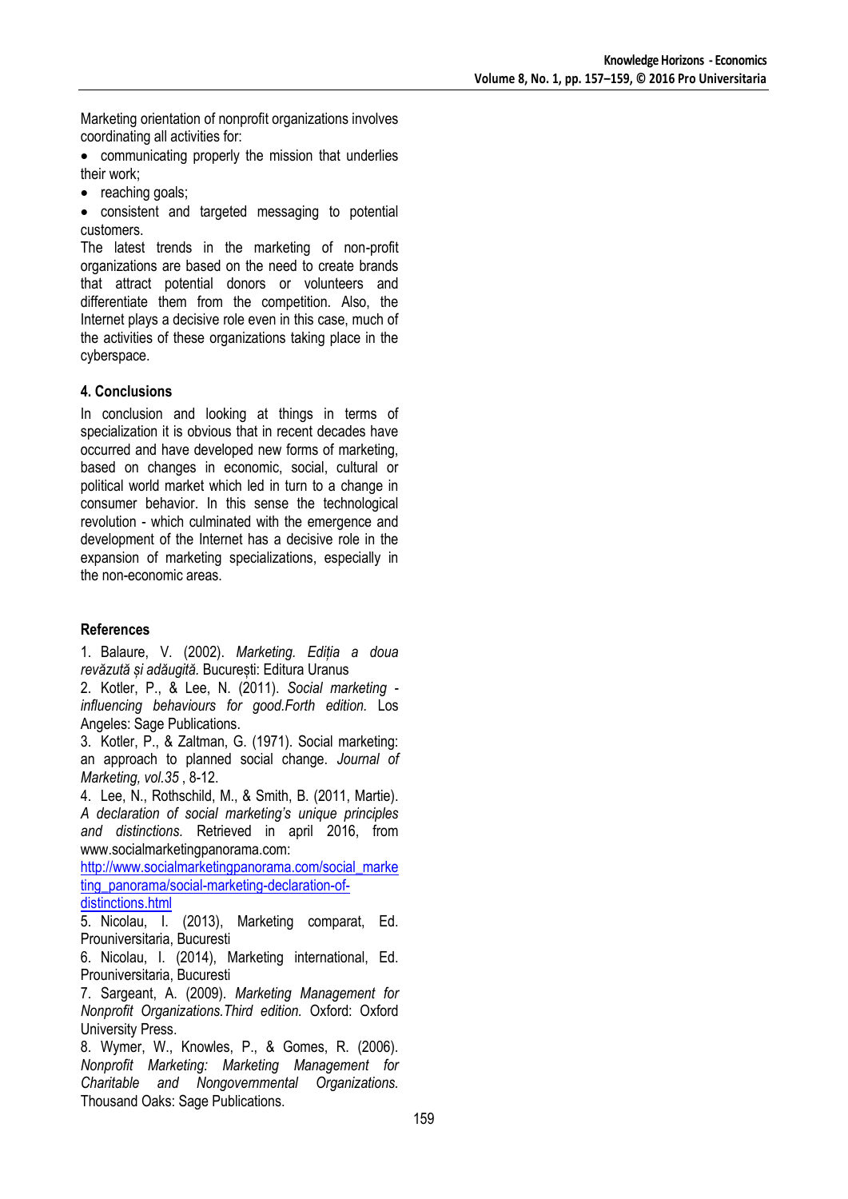Marketing orientation of nonprofit organizations involves coordinating all activities for:

- communicating properly the mission that underlies their work;
- reaching goals;
- consistent and targeted messaging to potential customers.

The latest trends in the marketing of non-profit organizations are based on the need to create brands that attract potential donors or volunteers and differentiate them from the competition. Also, the Internet plays a decisive role even in this case, much of the activities of these organizations taking place in the cyberspace.

## 4. Conclusions

In conclusion and looking at things in terms of specialization it is obvious that in recent decades have occurred and have developed new forms of marketing, based on changes in economic, social, cultural or political world market which led in turn to a change in consumer behavior. In this sense the technological revolution - which culminated with the emergence and development of the Internet has a decisive role in the expansion of marketing specializations, especially in the non-economic areas.

## References

1. Balaure, V. (2002). *Marketing. Ediția a doua revăzută și adăugită.* București: Editura Uranus
2. Kotler, P., & Lee, N. (2011). *Social marketing - influencing behaviours for good.Forth edition.* Los Angeles: Sage Publications.
3. Kotler, P., & Zaltman, G. (1971). Social marketing: an approach to planned social change. *Journal of Marketing, vol.35* , 8-12.
4. Lee, N., Rothschild, M., & Smith, B. (2011, Martie). *A declaration of social marketing's unique principles and distinctions.* Retrieved in april 2016, from www.socialmarketingpanorama.com: http://www.socialmarketingpanorama.com/social_marketing_panorama/social-marketing-declaration-of-distinctions.html
5. Nicolau, I. (2013), Marketing comparat, Ed. Prouniversitaria, Bucuresti
6. Nicolau, I. (2014), Marketing international, Ed. Prouniversitaria, Bucuresti
7. Sargeant, A. (2009). *Marketing Management for Nonprofit Organizations.Third edition.* Oxford: Oxford University Press.
8. Wymer, W., Knowles, P., & Gomes, R. (2006). *Nonprofit Marketing: Marketing Management for Charitable and Nongovernmental Organizations.* Thousand Oaks: Sage Publications.